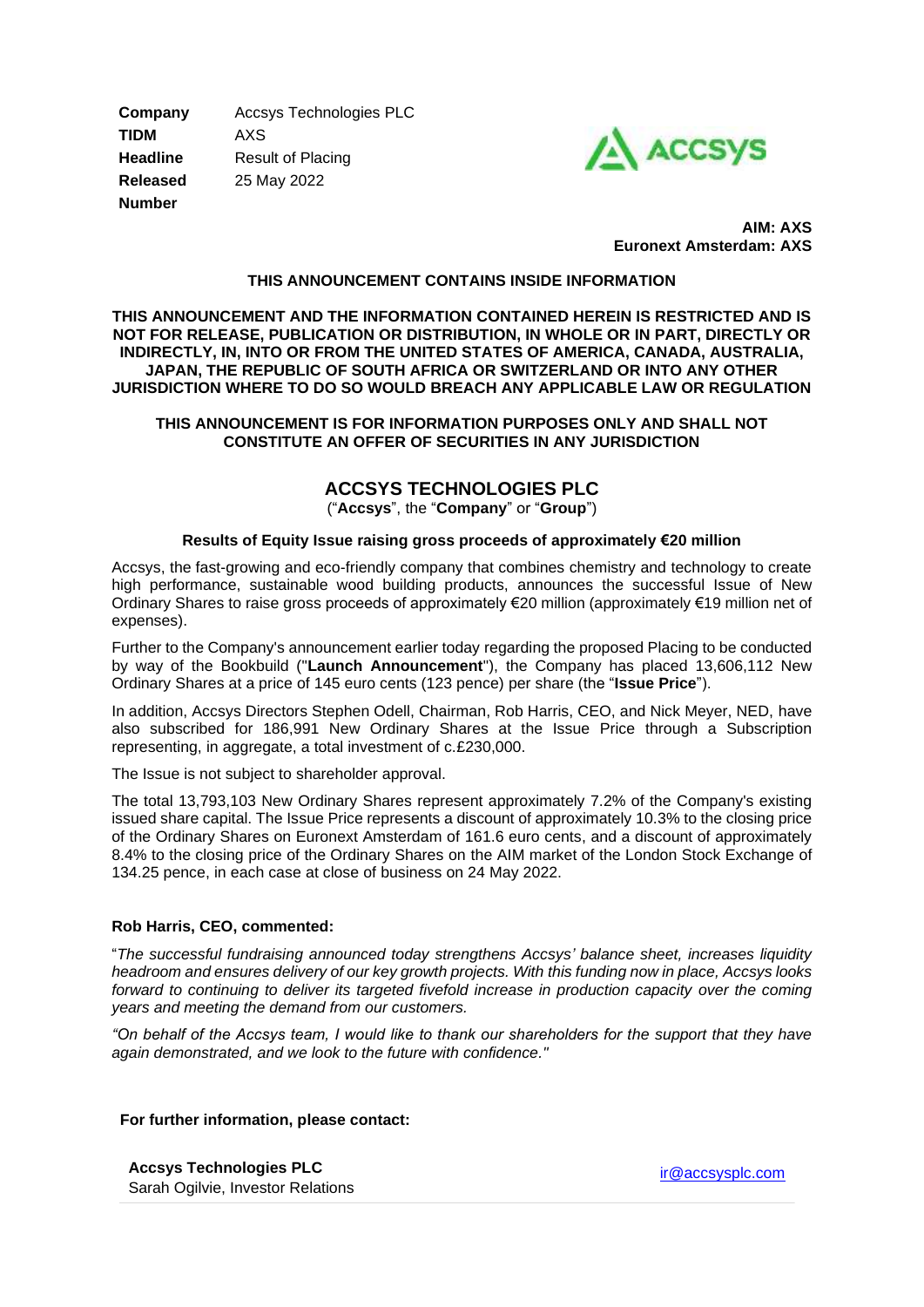| | |
|---|---|
| **Company** | Accsys Technologies PLC |
| **TIDM** | AXS |
| **Headline** | Result of Placing |
| **Released** | 25 May 2022 |
| **Number** | |

**AIM: AXS**
**Euronext Amsterdam: AXS**

**THIS ANNOUNCEMENT CONTAINS INSIDE INFORMATION**

**THIS ANNOUNCEMENT AND THE INFORMATION CONTAINED HEREIN IS RESTRICTED AND IS NOT FOR RELEASE, PUBLICATION OR DISTRIBUTION, IN WHOLE OR IN PART, DIRECTLY OR INDIRECTLY, IN, INTO OR FROM THE UNITED STATES OF AMERICA, CANADA, AUSTRALIA, JAPAN, THE REPUBLIC OF SOUTH AFRICA OR SWITZERLAND OR INTO ANY OTHER JURISDICTION WHERE TO DO SO WOULD BREACH ANY APPLICABLE LAW OR REGULATION**

**THIS ANNOUNCEMENT IS FOR INFORMATION PURPOSES ONLY AND SHALL NOT CONSTITUTE AN OFFER OF SECURITIES IN ANY JURISDICTION**

# ACCSYS TECHNOLOGIES PLC

("**Accsys**", the "**Company**" or "**Group**")

**Results of Equity Issue raising gross proceeds of approximately €20 million**

Accsys, the fast-growing and eco-friendly company that combines chemistry and technology to create high performance, sustainable wood building products, announces the successful Issue of New Ordinary Shares to raise gross proceeds of approximately €20 million (approximately €19 million net of expenses).

Further to the Company's announcement earlier today regarding the proposed Placing to be conducted by way of the Bookbuild ("**Launch Announcement**"), the Company has placed 13,606,112 New Ordinary Shares at a price of 145 euro cents (123 pence) per share (the "**Issue Price**").

In addition, Accsys Directors Stephen Odell, Chairman, Rob Harris, CEO, and Nick Meyer, NED, have also subscribed for 186,991 New Ordinary Shares at the Issue Price through a Subscription representing, in aggregate, a total investment of c.£230,000.

The Issue is not subject to shareholder approval.

The total 13,793,103 New Ordinary Shares represent approximately 7.2% of the Company's existing issued share capital. The Issue Price represents a discount of approximately 10.3% to the closing price of the Ordinary Shares on Euronext Amsterdam of 161.6 euro cents, and a discount of approximately 8.4% to the closing price of the Ordinary Shares on the AIM market of the London Stock Exchange of 134.25 pence, in each case at close of business on 24 May 2022.

**Rob Harris, CEO, commented:**

"*The successful fundraising announced today strengthens Accsys' balance sheet, increases liquidity headroom and ensures delivery of our key growth projects. With this funding now in place, Accsys looks forward to continuing to deliver its targeted fivefold increase in production capacity over the coming years and meeting the demand from our customers.*

*"On behalf of the Accsys team, I would like to thank our shareholders for the support that they have again demonstrated, and we look to the future with confidence."*

**For further information, please contact:**

| | |
|---|---|
| **Accsys Technologies PLC**<br>Sarah Ogilvie, Investor Relations | ir@accsysplc.com |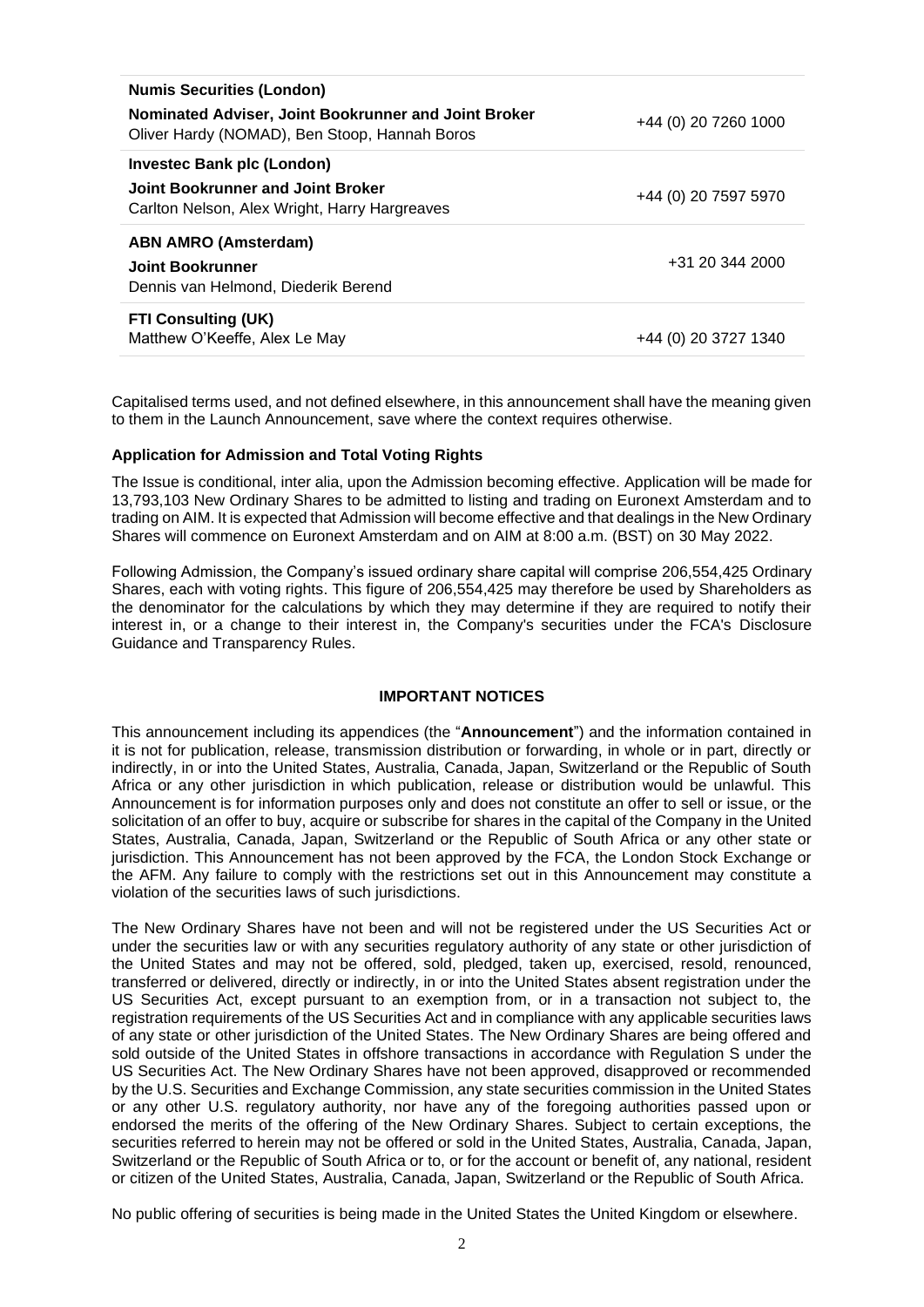| | |
|---|---|
| **Numis Securities (London)**<br>**Nominated Adviser, Joint Bookrunner and Joint Broker**<br>Oliver Hardy (NOMAD), Ben Stoop, Hannah Boros | +44 (0) 20 7260 1000 |
| **Investec Bank plc (London)**<br>**Joint Bookrunner and Joint Broker**<br>Carlton Nelson, Alex Wright, Harry Hargreaves | +44 (0) 20 7597 5970 |
| **ABN AMRO (Amsterdam)**<br>**Joint Bookrunner**<br>Dennis van Helmond, Diederik Berend | +31 20 344 2000 |
| **FTI Consulting (UK)**<br>Matthew O'Keeffe, Alex Le May | +44 (0) 20 3727 1340 |

Capitalised terms used, and not defined elsewhere, in this announcement shall have the meaning given to them in the Launch Announcement, save where the context requires otherwise.

**Application for Admission and Total Voting Rights**

The Issue is conditional, inter alia, upon the Admission becoming effective. Application will be made for 13,793,103 New Ordinary Shares to be admitted to listing and trading on Euronext Amsterdam and to trading on AIM. It is expected that Admission will become effective and that dealings in the New Ordinary Shares will commence on Euronext Amsterdam and on AIM at 8:00 a.m. (BST) on 30 May 2022.

Following Admission, the Company's issued ordinary share capital will comprise 206,554,425 Ordinary Shares, each with voting rights. This figure of 206,554,425 may therefore be used by Shareholders as the denominator for the calculations by which they may determine if they are required to notify their interest in, or a change to their interest in, the Company's securities under the FCA's Disclosure Guidance and Transparency Rules.

## IMPORTANT NOTICES

This announcement including its appendices (the "**Announcement**") and the information contained in it is not for publication, release, transmission distribution or forwarding, in whole or in part, directly or indirectly, in or into the United States, Australia, Canada, Japan, Switzerland or the Republic of South Africa or any other jurisdiction in which publication, release or distribution would be unlawful. This Announcement is for information purposes only and does not constitute an offer to sell or issue, or the solicitation of an offer to buy, acquire or subscribe for shares in the capital of the Company in the United States, Australia, Canada, Japan, Switzerland or the Republic of South Africa or any other state or jurisdiction. This Announcement has not been approved by the FCA, the London Stock Exchange or the AFM. Any failure to comply with the restrictions set out in this Announcement may constitute a violation of the securities laws of such jurisdictions.

The New Ordinary Shares have not been and will not be registered under the US Securities Act or under the securities law or with any securities regulatory authority of any state or other jurisdiction of the United States and may not be offered, sold, pledged, taken up, exercised, resold, renounced, transferred or delivered, directly or indirectly, in or into the United States absent registration under the US Securities Act, except pursuant to an exemption from, or in a transaction not subject to, the registration requirements of the US Securities Act and in compliance with any applicable securities laws of any state or other jurisdiction of the United States. The New Ordinary Shares are being offered and sold outside of the United States in offshore transactions in accordance with Regulation S under the US Securities Act. The New Ordinary Shares have not been approved, disapproved or recommended by the U.S. Securities and Exchange Commission, any state securities commission in the United States or any other U.S. regulatory authority, nor have any of the foregoing authorities passed upon or endorsed the merits of the offering of the New Ordinary Shares. Subject to certain exceptions, the securities referred to herein may not be offered or sold in the United States, Australia, Canada, Japan, Switzerland or the Republic of South Africa or to, or for the account or benefit of, any national, resident or citizen of the United States, Australia, Canada, Japan, Switzerland or the Republic of South Africa.

No public offering of securities is being made in the United States the United Kingdom or elsewhere.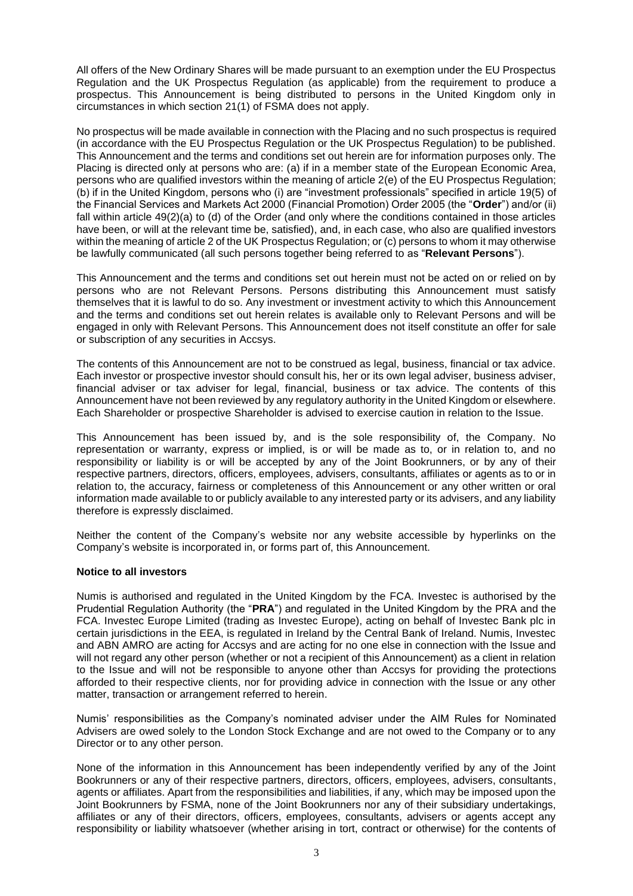All offers of the New Ordinary Shares will be made pursuant to an exemption under the EU Prospectus Regulation and the UK Prospectus Regulation (as applicable) from the requirement to produce a prospectus. This Announcement is being distributed to persons in the United Kingdom only in circumstances in which section 21(1) of FSMA does not apply.

No prospectus will be made available in connection with the Placing and no such prospectus is required (in accordance with the EU Prospectus Regulation or the UK Prospectus Regulation) to be published. This Announcement and the terms and conditions set out herein are for information purposes only. The Placing is directed only at persons who are: (a) if in a member state of the European Economic Area, persons who are qualified investors within the meaning of article 2(e) of the EU Prospectus Regulation; (b) if in the United Kingdom, persons who (i) are "investment professionals" specified in article 19(5) of the Financial Services and Markets Act 2000 (Financial Promotion) Order 2005 (the "**Order**") and/or (ii) fall within article 49(2)(a) to (d) of the Order (and only where the conditions contained in those articles have been, or will at the relevant time be, satisfied), and, in each case, who also are qualified investors within the meaning of article 2 of the UK Prospectus Regulation; or (c) persons to whom it may otherwise be lawfully communicated (all such persons together being referred to as "**Relevant Persons**").

This Announcement and the terms and conditions set out herein must not be acted on or relied on by persons who are not Relevant Persons. Persons distributing this Announcement must satisfy themselves that it is lawful to do so. Any investment or investment activity to which this Announcement and the terms and conditions set out herein relates is available only to Relevant Persons and will be engaged in only with Relevant Persons. This Announcement does not itself constitute an offer for sale or subscription of any securities in Accsys.

The contents of this Announcement are not to be construed as legal, business, financial or tax advice. Each investor or prospective investor should consult his, her or its own legal adviser, business adviser, financial adviser or tax adviser for legal, financial, business or tax advice. The contents of this Announcement have not been reviewed by any regulatory authority in the United Kingdom or elsewhere. Each Shareholder or prospective Shareholder is advised to exercise caution in relation to the Issue.

This Announcement has been issued by, and is the sole responsibility of, the Company. No representation or warranty, express or implied, is or will be made as to, or in relation to, and no responsibility or liability is or will be accepted by any of the Joint Bookrunners, or by any of their respective partners, directors, officers, employees, advisers, consultants, affiliates or agents as to or in relation to, the accuracy, fairness or completeness of this Announcement or any other written or oral information made available to or publicly available to any interested party or its advisers, and any liability therefore is expressly disclaimed.

Neither the content of the Company's website nor any website accessible by hyperlinks on the Company's website is incorporated in, or forms part of, this Announcement.

**Notice to all investors**

Numis is authorised and regulated in the United Kingdom by the FCA. Investec is authorised by the Prudential Regulation Authority (the "**PRA**") and regulated in the United Kingdom by the PRA and the FCA. Investec Europe Limited (trading as Investec Europe), acting on behalf of Investec Bank plc in certain jurisdictions in the EEA, is regulated in Ireland by the Central Bank of Ireland. Numis, Investec and ABN AMRO are acting for Accsys and are acting for no one else in connection with the Issue and will not regard any other person (whether or not a recipient of this Announcement) as a client in relation to the Issue and will not be responsible to anyone other than Accsys for providing the protections afforded to their respective clients, nor for providing advice in connection with the Issue or any other matter, transaction or arrangement referred to herein.

Numis' responsibilities as the Company's nominated adviser under the AIM Rules for Nominated Advisers are owed solely to the London Stock Exchange and are not owed to the Company or to any Director or to any other person.

None of the information in this Announcement has been independently verified by any of the Joint Bookrunners or any of their respective partners, directors, officers, employees, advisers, consultants, agents or affiliates. Apart from the responsibilities and liabilities, if any, which may be imposed upon the Joint Bookrunners by FSMA, none of the Joint Bookrunners nor any of their subsidiary undertakings, affiliates or any of their directors, officers, employees, consultants, advisers or agents accept any responsibility or liability whatsoever (whether arising in tort, contract or otherwise) for the contents of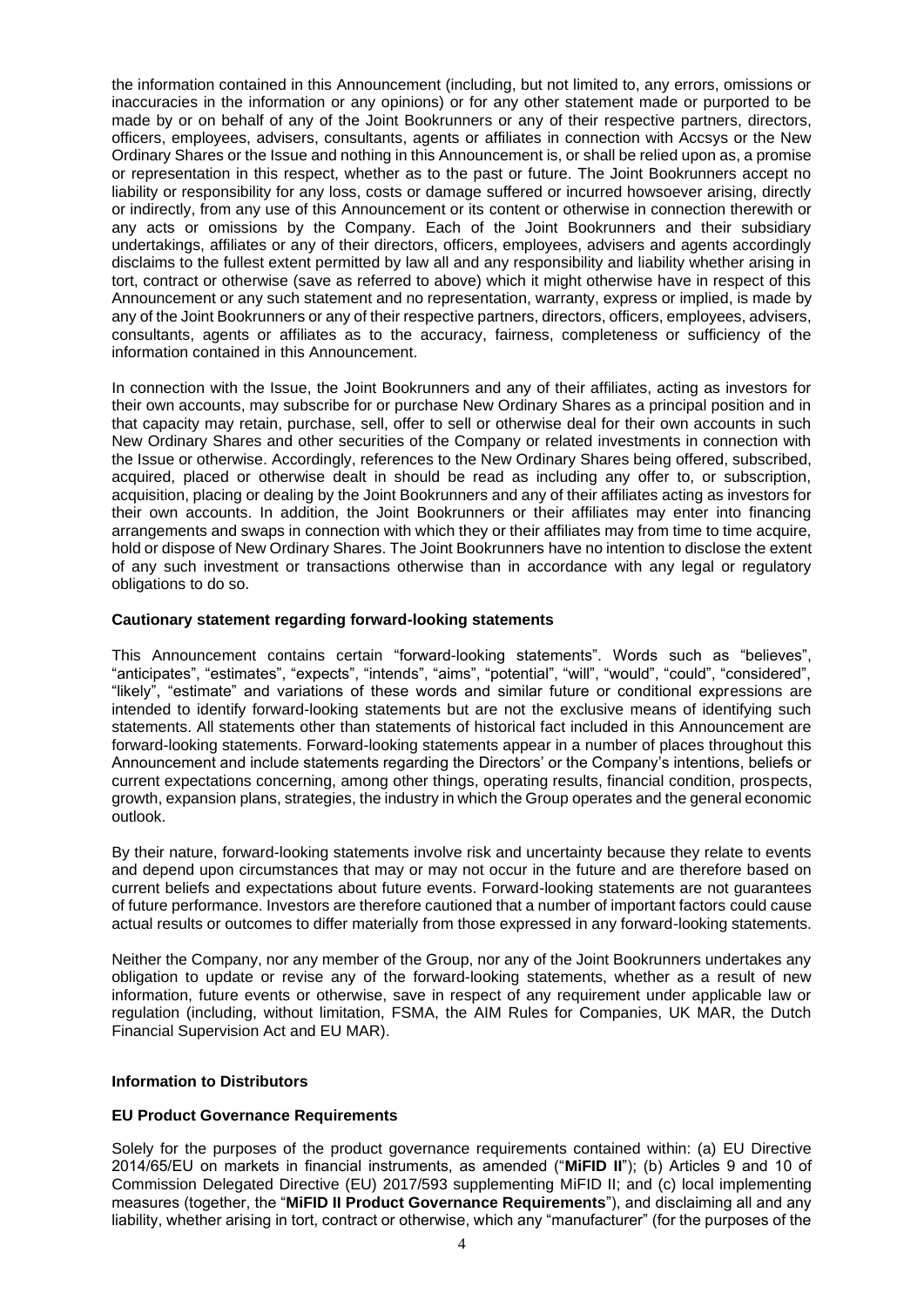the information contained in this Announcement (including, but not limited to, any errors, omissions or inaccuracies in the information or any opinions) or for any other statement made or purported to be made by or on behalf of any of the Joint Bookrunners or any of their respective partners, directors, officers, employees, advisers, consultants, agents or affiliates in connection with Accsys or the New Ordinary Shares or the Issue and nothing in this Announcement is, or shall be relied upon as, a promise or representation in this respect, whether as to the past or future. The Joint Bookrunners accept no liability or responsibility for any loss, costs or damage suffered or incurred howsoever arising, directly or indirectly, from any use of this Announcement or its content or otherwise in connection therewith or any acts or omissions by the Company. Each of the Joint Bookrunners and their subsidiary undertakings, affiliates or any of their directors, officers, employees, advisers and agents accordingly disclaims to the fullest extent permitted by law all and any responsibility and liability whether arising in tort, contract or otherwise (save as referred to above) which it might otherwise have in respect of this Announcement or any such statement and no representation, warranty, express or implied, is made by any of the Joint Bookrunners or any of their respective partners, directors, officers, employees, advisers, consultants, agents or affiliates as to the accuracy, fairness, completeness or sufficiency of the information contained in this Announcement.

In connection with the Issue, the Joint Bookrunners and any of their affiliates, acting as investors for their own accounts, may subscribe for or purchase New Ordinary Shares as a principal position and in that capacity may retain, purchase, sell, offer to sell or otherwise deal for their own accounts in such New Ordinary Shares and other securities of the Company or related investments in connection with the Issue or otherwise. Accordingly, references to the New Ordinary Shares being offered, subscribed, acquired, placed or otherwise dealt in should be read as including any offer to, or subscription, acquisition, placing or dealing by the Joint Bookrunners and any of their affiliates acting as investors for their own accounts. In addition, the Joint Bookrunners or their affiliates may enter into financing arrangements and swaps in connection with which they or their affiliates may from time to time acquire, hold or dispose of New Ordinary Shares. The Joint Bookrunners have no intention to disclose the extent of any such investment or transactions otherwise than in accordance with any legal or regulatory obligations to do so.

**Cautionary statement regarding forward-looking statements**

This Announcement contains certain "forward-looking statements". Words such as "believes", "anticipates", "estimates", "expects", "intends", "aims", "potential", "will", "would", "could", "considered", "likely", "estimate" and variations of these words and similar future or conditional expressions are intended to identify forward-looking statements but are not the exclusive means of identifying such statements. All statements other than statements of historical fact included in this Announcement are forward-looking statements. Forward-looking statements appear in a number of places throughout this Announcement and include statements regarding the Directors' or the Company's intentions, beliefs or current expectations concerning, among other things, operating results, financial condition, prospects, growth, expansion plans, strategies, the industry in which the Group operates and the general economic outlook.

By their nature, forward-looking statements involve risk and uncertainty because they relate to events and depend upon circumstances that may or may not occur in the future and are therefore based on current beliefs and expectations about future events. Forward-looking statements are not guarantees of future performance. Investors are therefore cautioned that a number of important factors could cause actual results or outcomes to differ materially from those expressed in any forward-looking statements.

Neither the Company, nor any member of the Group, nor any of the Joint Bookrunners undertakes any obligation to update or revise any of the forward-looking statements, whether as a result of new information, future events or otherwise, save in respect of any requirement under applicable law or regulation (including, without limitation, FSMA, the AIM Rules for Companies, UK MAR, the Dutch Financial Supervision Act and EU MAR).

**Information to Distributors**

**EU Product Governance Requirements**

Solely for the purposes of the product governance requirements contained within: (a) EU Directive 2014/65/EU on markets in financial instruments, as amended ("**MiFID II**"); (b) Articles 9 and 10 of Commission Delegated Directive (EU) 2017/593 supplementing MiFID II; and (c) local implementing measures (together, the "**MiFID II Product Governance Requirements**"), and disclaiming all and any liability, whether arising in tort, contract or otherwise, which any "manufacturer" (for the purposes of the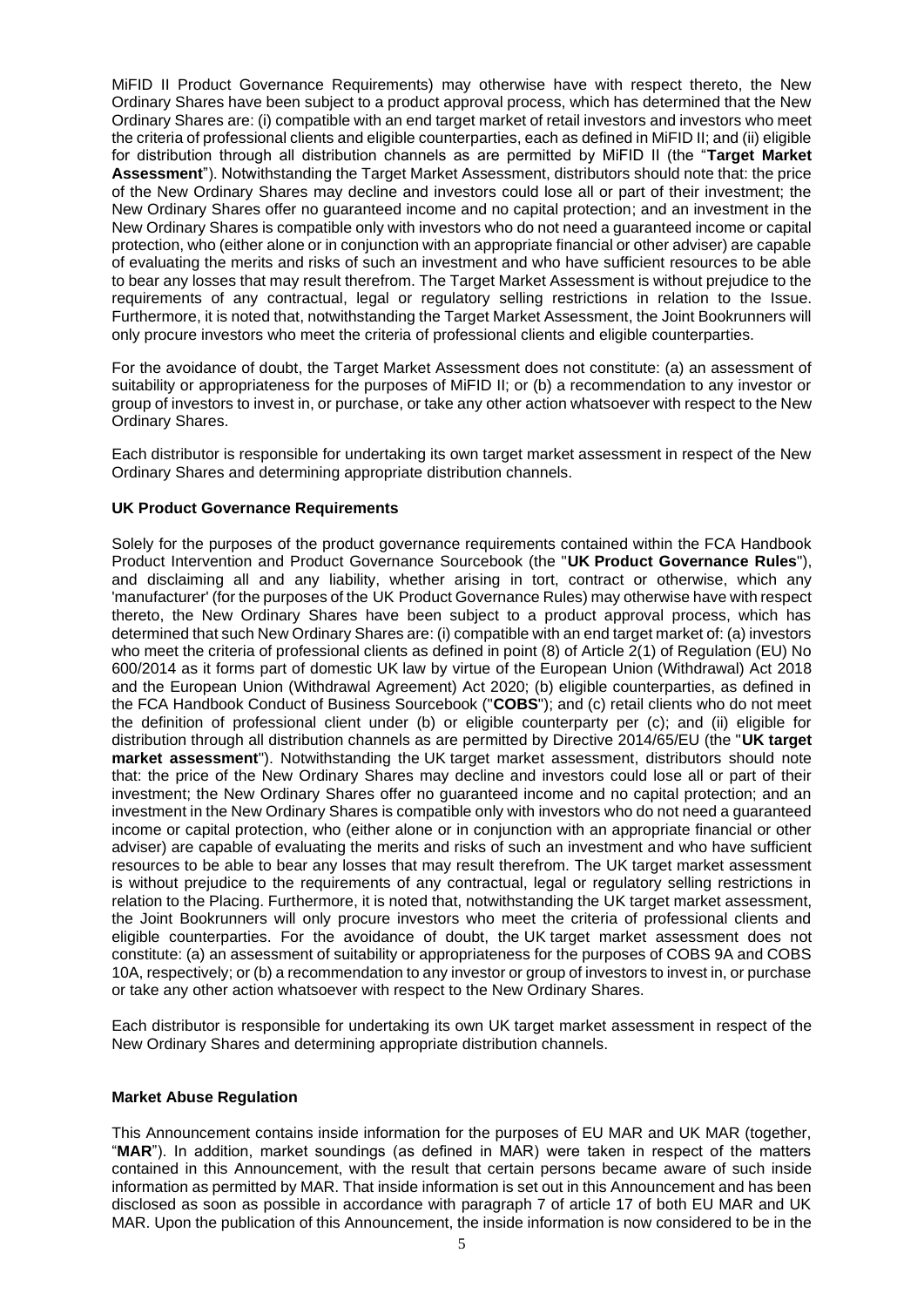MiFID II Product Governance Requirements) may otherwise have with respect thereto, the New Ordinary Shares have been subject to a product approval process, which has determined that the New Ordinary Shares are: (i) compatible with an end target market of retail investors and investors who meet the criteria of professional clients and eligible counterparties, each as defined in MiFID II; and (ii) eligible for distribution through all distribution channels as are permitted by MiFID II (the "**Target Market Assessment**"). Notwithstanding the Target Market Assessment, distributors should note that: the price of the New Ordinary Shares may decline and investors could lose all or part of their investment; the New Ordinary Shares offer no guaranteed income and no capital protection; and an investment in the New Ordinary Shares is compatible only with investors who do not need a guaranteed income or capital protection, who (either alone or in conjunction with an appropriate financial or other adviser) are capable of evaluating the merits and risks of such an investment and who have sufficient resources to be able to bear any losses that may result therefrom. The Target Market Assessment is without prejudice to the requirements of any contractual, legal or regulatory selling restrictions in relation to the Issue. Furthermore, it is noted that, notwithstanding the Target Market Assessment, the Joint Bookrunners will only procure investors who meet the criteria of professional clients and eligible counterparties.

For the avoidance of doubt, the Target Market Assessment does not constitute: (a) an assessment of suitability or appropriateness for the purposes of MiFID II; or (b) a recommendation to any investor or group of investors to invest in, or purchase, or take any other action whatsoever with respect to the New Ordinary Shares.

Each distributor is responsible for undertaking its own target market assessment in respect of the New Ordinary Shares and determining appropriate distribution channels.

**UK Product Governance Requirements**

Solely for the purposes of the product governance requirements contained within the FCA Handbook Product Intervention and Product Governance Sourcebook (the "**UK Product Governance Rules**"), and disclaiming all and any liability, whether arising in tort, contract or otherwise, which any 'manufacturer' (for the purposes of the UK Product Governance Rules) may otherwise have with respect thereto, the New Ordinary Shares have been subject to a product approval process, which has determined that such New Ordinary Shares are: (i) compatible with an end target market of: (a) investors who meet the criteria of professional clients as defined in point (8) of Article 2(1) of Regulation (EU) No 600/2014 as it forms part of domestic UK law by virtue of the European Union (Withdrawal) Act 2018 and the European Union (Withdrawal Agreement) Act 2020; (b) eligible counterparties, as defined in the FCA Handbook Conduct of Business Sourcebook ("**COBS**"); and (c) retail clients who do not meet the definition of professional client under (b) or eligible counterparty per (c); and (ii) eligible for distribution through all distribution channels as are permitted by Directive 2014/65/EU (the "**UK target market assessment**"). Notwithstanding the UK target market assessment, distributors should note that: the price of the New Ordinary Shares may decline and investors could lose all or part of their investment; the New Ordinary Shares offer no guaranteed income and no capital protection; and an investment in the New Ordinary Shares is compatible only with investors who do not need a guaranteed income or capital protection, who (either alone or in conjunction with an appropriate financial or other adviser) are capable of evaluating the merits and risks of such an investment and who have sufficient resources to be able to bear any losses that may result therefrom. The UK target market assessment is without prejudice to the requirements of any contractual, legal or regulatory selling restrictions in relation to the Placing. Furthermore, it is noted that, notwithstanding the UK target market assessment, the Joint Bookrunners will only procure investors who meet the criteria of professional clients and eligible counterparties. For the avoidance of doubt, the UK target market assessment does not constitute: (a) an assessment of suitability or appropriateness for the purposes of COBS 9A and COBS 10A, respectively; or (b) a recommendation to any investor or group of investors to invest in, or purchase or take any other action whatsoever with respect to the New Ordinary Shares.

Each distributor is responsible for undertaking its own UK target market assessment in respect of the New Ordinary Shares and determining appropriate distribution channels.

**Market Abuse Regulation**

This Announcement contains inside information for the purposes of EU MAR and UK MAR (together, "**MAR**"). In addition, market soundings (as defined in MAR) were taken in respect of the matters contained in this Announcement, with the result that certain persons became aware of such inside information as permitted by MAR. That inside information is set out in this Announcement and has been disclosed as soon as possible in accordance with paragraph 7 of article 17 of both EU MAR and UK MAR. Upon the publication of this Announcement, the inside information is now considered to be in the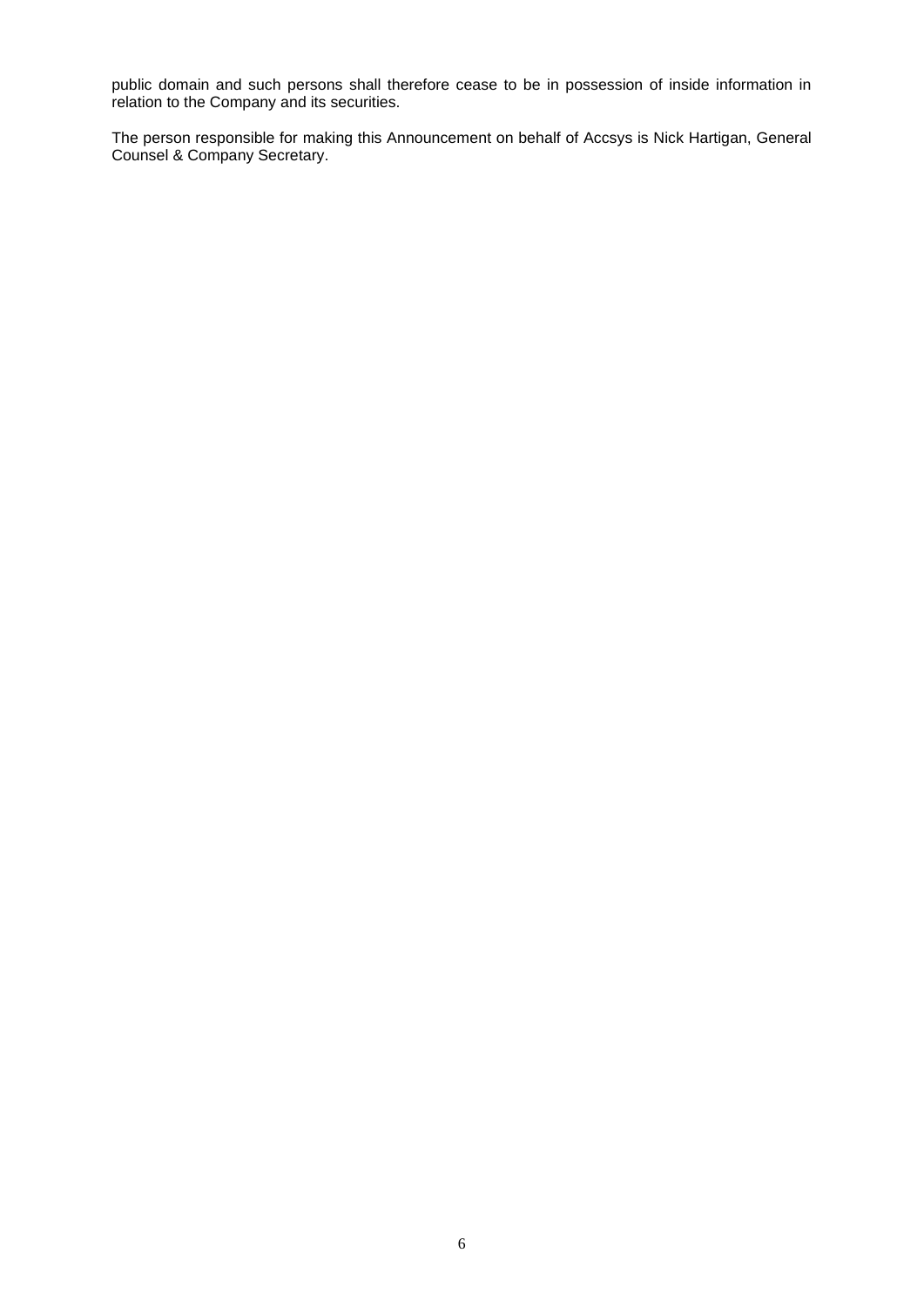public domain and such persons shall therefore cease to be in possession of inside information in relation to the Company and its securities.

The person responsible for making this Announcement on behalf of Accsys is Nick Hartigan, General Counsel & Company Secretary.